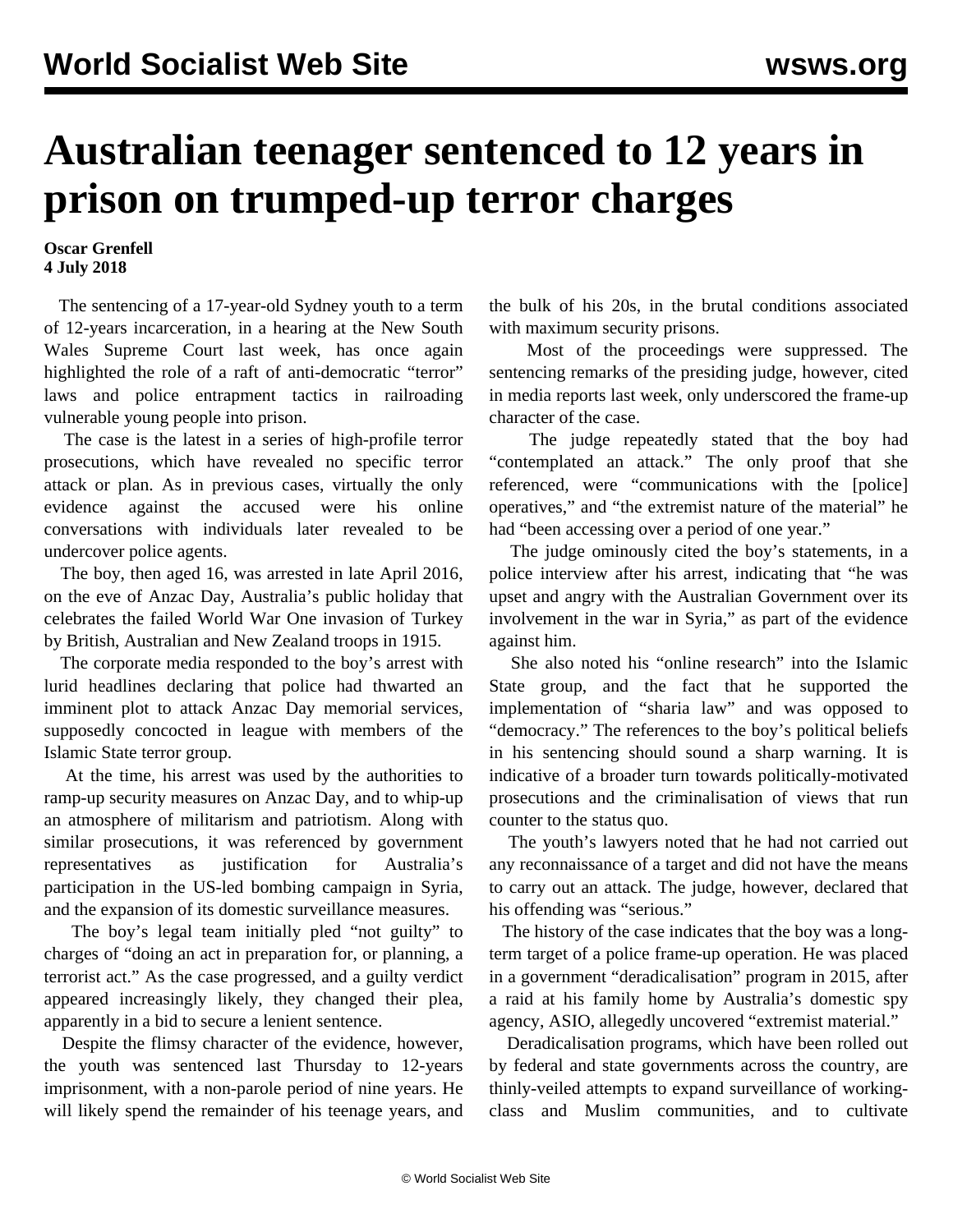# Australian teenager sentenced to 12 years in prison on trumped-up terror charges

**Oscar Grenfell**
**4 July 2018**

The sentencing of a 17-year-old Sydney youth to a term of 12-years incarceration, in a hearing at the New South Wales Supreme Court last week, has once again highlighted the role of a raft of anti-democratic "terror" laws and police entrapment tactics in railroading vulnerable young people into prison.

The case is the latest in a series of high-profile terror prosecutions, which have revealed no specific terror attack or plan. As in previous cases, virtually the only evidence against the accused were his online conversations with individuals later revealed to be undercover police agents.

The boy, then aged 16, was arrested in late April 2016, on the eve of Anzac Day, Australia's public holiday that celebrates the failed World War One invasion of Turkey by British, Australian and New Zealand troops in 1915.

The corporate media responded to the boy's arrest with lurid headlines declaring that police had thwarted an imminent plot to attack Anzac Day memorial services, supposedly concocted in league with members of the Islamic State terror group.

At the time, his arrest was used by the authorities to ramp-up security measures on Anzac Day, and to whip-up an atmosphere of militarism and patriotism. Along with similar prosecutions, it was referenced by government representatives as justification for Australia's participation in the US-led bombing campaign in Syria, and the expansion of its domestic surveillance measures.

The boy's legal team initially pled "not guilty" to charges of "doing an act in preparation for, or planning, a terrorist act." As the case progressed, and a guilty verdict appeared increasingly likely, they changed their plea, apparently in a bid to secure a lenient sentence.

Despite the flimsy character of the evidence, however, the youth was sentenced last Thursday to 12-years imprisonment, with a non-parole period of nine years. He will likely spend the remainder of his teenage years, and the bulk of his 20s, in the brutal conditions associated with maximum security prisons.

Most of the proceedings were suppressed. The sentencing remarks of the presiding judge, however, cited in media reports last week, only underscored the frame-up character of the case.

The judge repeatedly stated that the boy had "contemplated an attack." The only proof that she referenced, were "communications with the [police] operatives," and "the extremist nature of the material" he had "been accessing over a period of one year."

The judge ominously cited the boy's statements, in a police interview after his arrest, indicating that "he was upset and angry with the Australian Government over its involvement in the war in Syria," as part of the evidence against him.

She also noted his "online research" into the Islamic State group, and the fact that he supported the implementation of "sharia law" and was opposed to "democracy." The references to the boy's political beliefs in his sentencing should sound a sharp warning. It is indicative of a broader turn towards politically-motivated prosecutions and the criminalisation of views that run counter to the status quo.

The youth's lawyers noted that he had not carried out any reconnaissance of a target and did not have the means to carry out an attack. The judge, however, declared that his offending was "serious."

The history of the case indicates that the boy was a long-term target of a police frame-up operation. He was placed in a government "deradicalisation" program in 2015, after a raid at his family home by Australia's domestic spy agency, ASIO, allegedly uncovered "extremist material."

Deradicalisation programs, which have been rolled out by federal and state governments across the country, are thinly-veiled attempts to expand surveillance of working-class and Muslim communities, and to cultivate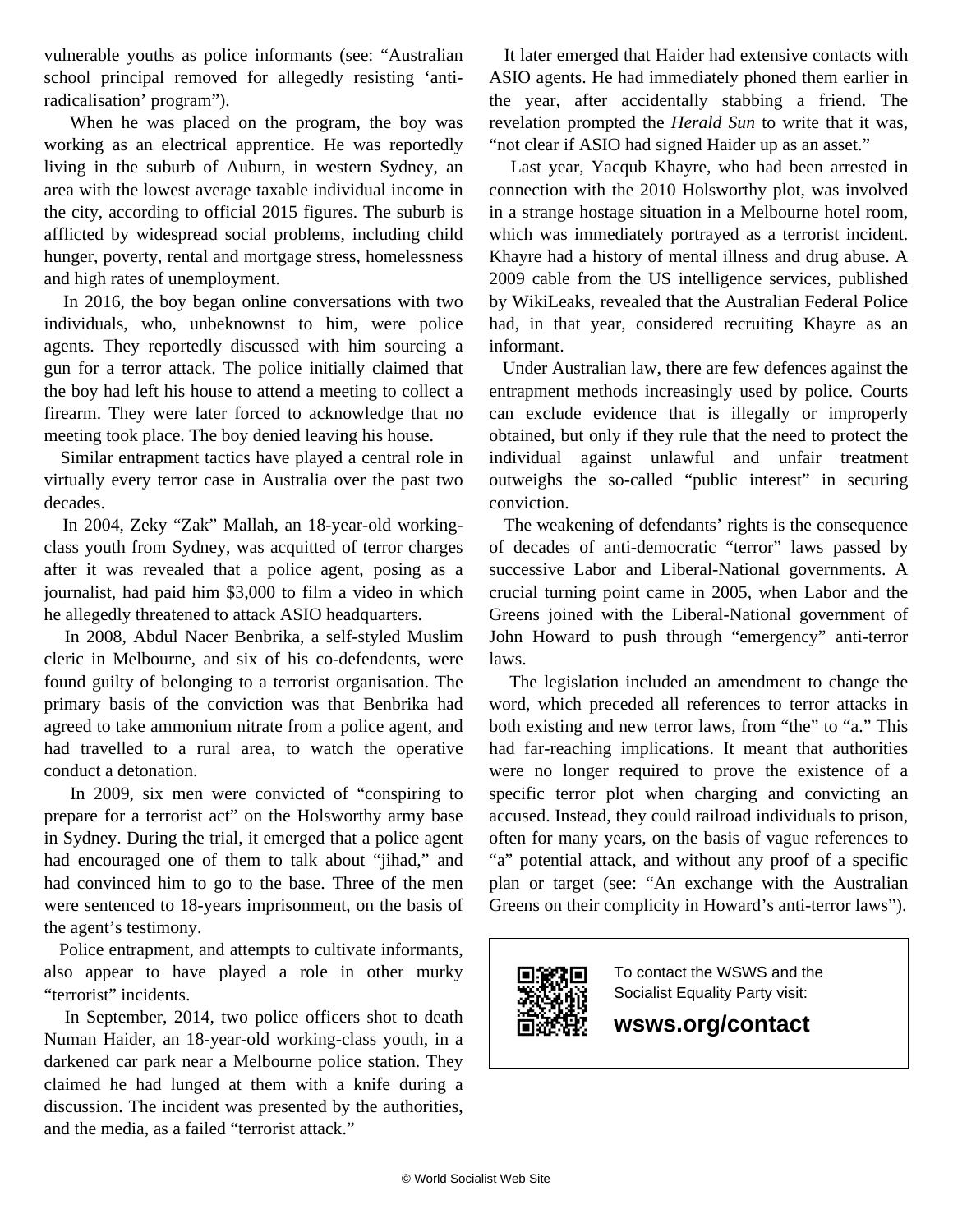vulnerable youths as police informants (see: "Australian school principal removed for allegedly resisting 'anti-radicalisation' program").

When he was placed on the program, the boy was working as an electrical apprentice. He was reportedly living in the suburb of Auburn, in western Sydney, an area with the lowest average taxable individual income in the city, according to official 2015 figures. The suburb is afflicted by widespread social problems, including child hunger, poverty, rental and mortgage stress, homelessness and high rates of unemployment.

In 2016, the boy began online conversations with two individuals, who, unbeknownst to him, were police agents. They reportedly discussed with him sourcing a gun for a terror attack. The police initially claimed that the boy had left his house to attend a meeting to collect a firearm. They were later forced to acknowledge that no meeting took place. The boy denied leaving his house.

Similar entrapment tactics have played a central role in virtually every terror case in Australia over the past two decades.

In 2004, Zeky "Zak" Mallah, an 18-year-old working-class youth from Sydney, was acquitted of terror charges after it was revealed that a police agent, posing as a journalist, had paid him $3,000 to film a video in which he allegedly threatened to attack ASIO headquarters.

In 2008, Abdul Nacer Benbrika, a self-styled Muslim cleric in Melbourne, and six of his co-defendents, were found guilty of belonging to a terrorist organisation. The primary basis of the conviction was that Benbrika had agreed to take ammonium nitrate from a police agent, and had travelled to a rural area, to watch the operative conduct a detonation.

In 2009, six men were convicted of "conspiring to prepare for a terrorist act" on the Holsworthy army base in Sydney. During the trial, it emerged that a police agent had encouraged one of them to talk about "jihad," and had convinced him to go to the base. Three of the men were sentenced to 18-years imprisonment, on the basis of the agent's testimony.

Police entrapment, and attempts to cultivate informants, also appear to have played a role in other murky "terrorist" incidents.

In September, 2014, two police officers shot to death Numan Haider, an 18-year-old working-class youth, in a darkened car park near a Melbourne police station. They claimed he had lunged at them with a knife during a discussion. The incident was presented by the authorities, and the media, as a failed "terrorist attack."

It later emerged that Haider had extensive contacts with ASIO agents. He had immediately phoned them earlier in the year, after accidentally stabbing a friend. The revelation prompted the *Herald Sun* to write that it was, "not clear if ASIO had signed Haider up as an asset."

Last year, Yacqub Khayre, who had been arrested in connection with the 2010 Holsworthy plot, was involved in a strange hostage situation in a Melbourne hotel room, which was immediately portrayed as a terrorist incident. Khayre had a history of mental illness and drug abuse. A 2009 cable from the US intelligence services, published by WikiLeaks, revealed that the Australian Federal Police had, in that year, considered recruiting Khayre as an informant.

Under Australian law, there are few defences against the entrapment methods increasingly used by police. Courts can exclude evidence that is illegally or improperly obtained, but only if they rule that the need to protect the individual against unlawful and unfair treatment outweighs the so-called "public interest" in securing conviction.

The weakening of defendants' rights is the consequence of decades of anti-democratic "terror" laws passed by successive Labor and Liberal-National governments. A crucial turning point came in 2005, when Labor and the Greens joined with the Liberal-National government of John Howard to push through "emergency" anti-terror laws.

The legislation included an amendment to change the word, which preceded all references to terror attacks in both existing and new terror laws, from "the" to "a." This had far-reaching implications. It meant that authorities were no longer required to prove the existence of a specific terror plot when charging and convicting an accused. Instead, they could railroad individuals to prison, often for many years, on the basis of vague references to "a" potential attack, and without any proof of a specific plan or target (see: "An exchange with the Australian Greens on their complicity in Howard's anti-terror laws").

To contact the WSWS and the Socialist Equality Party visit:

**wsws.org/contact**